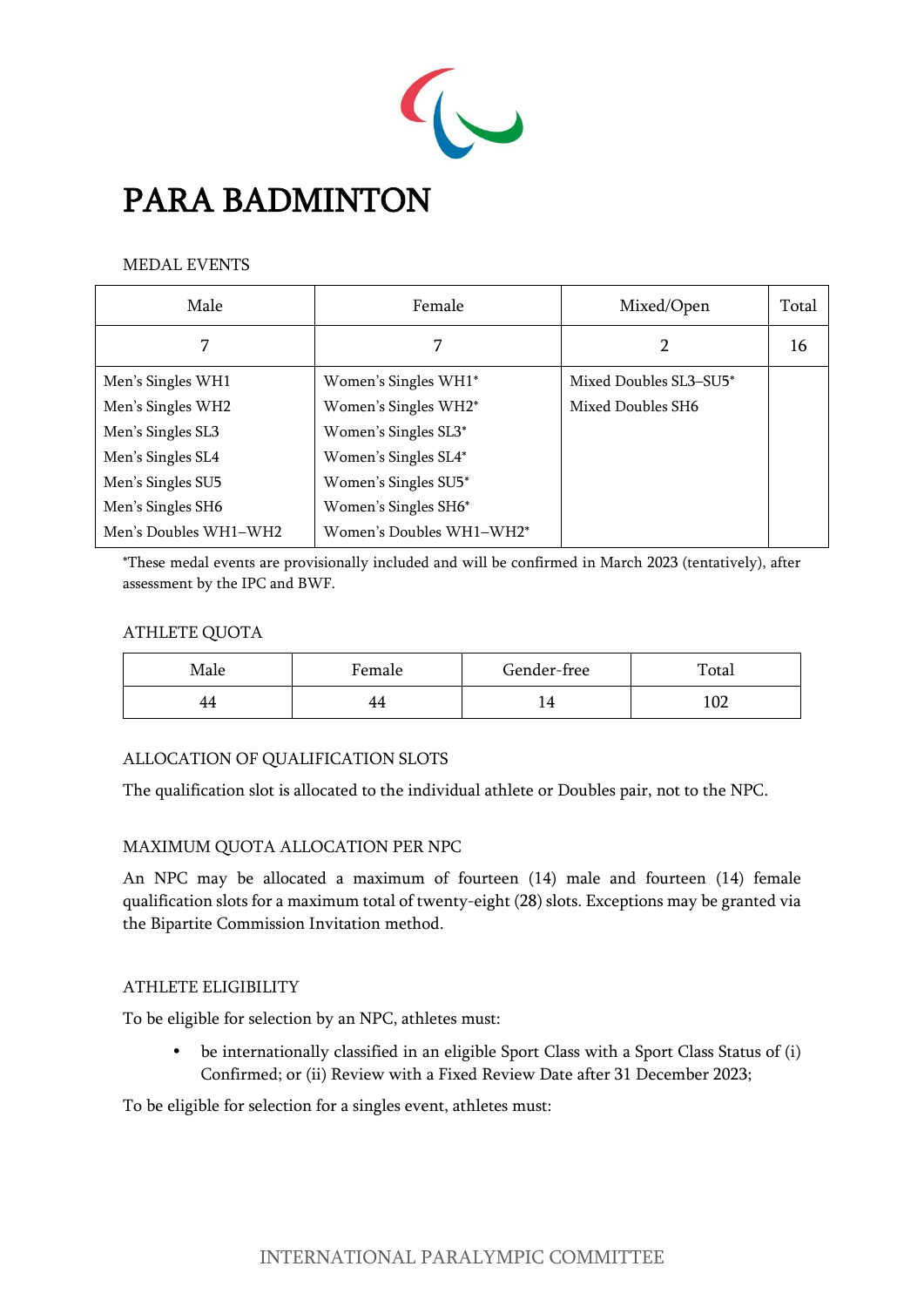# PARA BADMINTON

MEDAL EVENTS

| Male | Female | Mixed/Open | Total |
|---|---|---|---|
| 7 | 7 | 2 | 16 |
| Men's Singles WH1<br>Men's Singles WH2<br>Men's Singles SL3<br>Men's Singles SL4<br>Men's Singles SU5<br>Men's Singles SH6<br>Men's Doubles WH1–WH2 | Women's Singles WH1*<br>Women's Singles WH2*<br>Women's Singles SL3*<br>Women's Singles SL4*<br>Women's Singles SU5*<br>Women's Singles SH6*<br>Women's Doubles WH1–WH2* | Mixed Doubles SL3–SU5*<br>Mixed Doubles SH6 | |

*These medal events are provisionally included and will be confirmed in March 2023 (tentatively), after assessment by the IPC and BWF.

ATHLETE QUOTA

| Male | Female | Gender-free | Total |
|---|---|---|---|
| 44 | 44 | 14 | 102 |

ALLOCATION OF QUALIFICATION SLOTS

The qualification slot is allocated to the individual athlete or Doubles pair, not to the NPC.

MAXIMUM QUOTA ALLOCATION PER NPC

An NPC may be allocated a maximum of fourteen (14) male and fourteen (14) female qualification slots for a maximum total of twenty-eight (28) slots. Exceptions may be granted via the Bipartite Commission Invitation method.

ATHLETE ELIGIBILITY

To be eligible for selection by an NPC, athletes must:

- be internationally classified in an eligible Sport Class with a Sport Class Status of (i) Confirmed; or (ii) Review with a Fixed Review Date after 31 December 2023;

To be eligible for selection for a singles event, athletes must: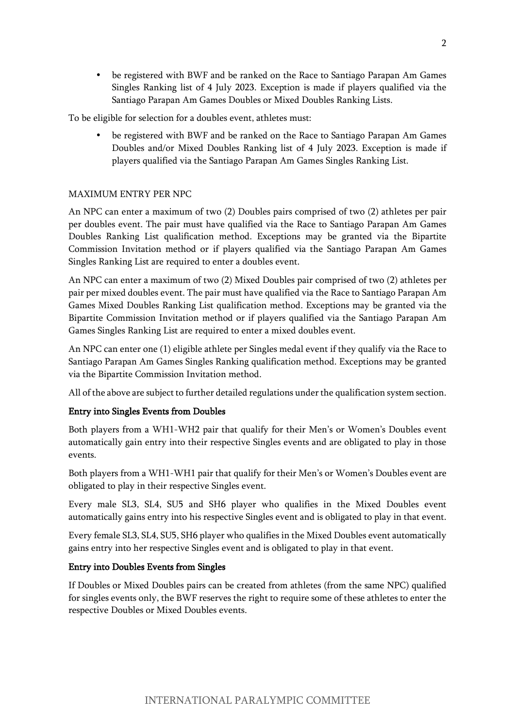- be registered with BWF and be ranked on the Race to Santiago Parapan Am Games Singles Ranking list of 4 July 2023. Exception is made if players qualified via the Santiago Parapan Am Games Doubles or Mixed Doubles Ranking Lists.

To be eligible for selection for a doubles event, athletes must:

- be registered with BWF and be ranked on the Race to Santiago Parapan Am Games Doubles and/or Mixed Doubles Ranking list of 4 July 2023. Exception is made if players qualified via the Santiago Parapan Am Games Singles Ranking List.

MAXIMUM ENTRY PER NPC

An NPC can enter a maximum of two (2) Doubles pairs comprised of two (2) athletes per pair per doubles event. The pair must have qualified via the Race to Santiago Parapan Am Games Doubles Ranking List qualification method. Exceptions may be granted via the Bipartite Commission Invitation method or if players qualified via the Santiago Parapan Am Games Singles Ranking List are required to enter a doubles event.

An NPC can enter a maximum of two (2) Mixed Doubles pair comprised of two (2) athletes per pair per mixed doubles event. The pair must have qualified via the Race to Santiago Parapan Am Games Mixed Doubles Ranking List qualification method. Exceptions may be granted via the Bipartite Commission Invitation method or if players qualified via the Santiago Parapan Am Games Singles Ranking List are required to enter a mixed doubles event.

An NPC can enter one (1) eligible athlete per Singles medal event if they qualify via the Race to Santiago Parapan Am Games Singles Ranking qualification method. Exceptions may be granted via the Bipartite Commission Invitation method.

All of the above are subject to further detailed regulations under the qualification system section.

**Entry into Singles Events from Doubles**

Both players from a WH1-WH2 pair that qualify for their Men's or Women's Doubles event automatically gain entry into their respective Singles events and are obligated to play in those events.

Both players from a WH1-WH1 pair that qualify for their Men's or Women's Doubles event are obligated to play in their respective Singles event.

Every male SL3, SL4, SU5 and SH6 player who qualifies in the Mixed Doubles event automatically gains entry into his respective Singles event and is obligated to play in that event.

Every female SL3, SL4, SU5, SH6 player who qualifies in the Mixed Doubles event automatically gains entry into her respective Singles event and is obligated to play in that event.

**Entry into Doubles Events from Singles**

If Doubles or Mixed Doubles pairs can be created from athletes (from the same NPC) qualified for singles events only, the BWF reserves the right to require some of these athletes to enter the respective Doubles or Mixed Doubles events.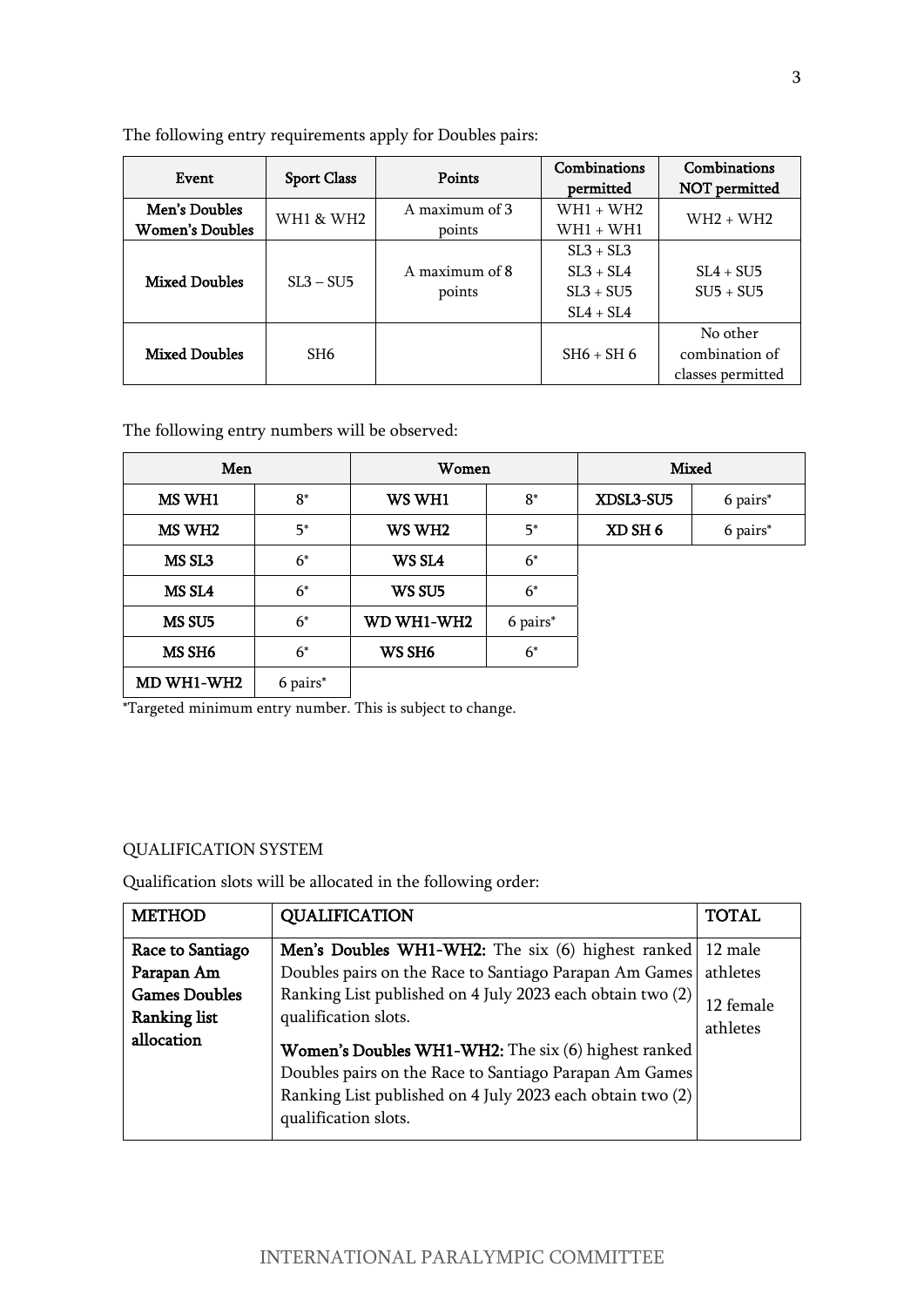The following entry requirements apply for Doubles pairs:

| Event | Sport Class | Points | Combinations permitted | Combinations NOT permitted |
|---|---|---|---|---|
| **Men's Doubles** **Women's Doubles** | WH1 & WH2 | A maximum of 3 points | WH1 + WH2 WH1 + WH1 | WH2 + WH2 |
| **Mixed Doubles** | SL3 – SU5 | A maximum of 8 points | SL3 + SL3 SL3 + SL4 SL3 + SU5 SL4 + SL4 | SL4 + SU5 SU5 + SU5 |
| **Mixed Doubles** | SH6 | | SH6 + SH 6 | No other combination of classes permitted |

The following entry numbers will be observed:

| Men | | Women | | Mixed | |
|---|---|---|---|---|---|
| **MS WH1** | 8* | **WS WH1** | 8* | **XDSL3-SU5** | 6 pairs* |
| **MS WH2** | 5* | **WS WH2** | 5* | **XD SH 6** | 6 pairs* |
| **MS SL3** | 6* | **WS SL4** | 6* | | |
| **MS SL4** | 6* | **WS SU5** | 6* | | |
| **MS SU5** | 6* | **WD WH1-WH2** | 6 pairs* | | |
| **MS SH6** | 6* | **WS SH6** | 6* | | |
| **MD WH1-WH2** | 6 pairs* | | | | |

*Targeted minimum entry number. This is subject to change.

QUALIFICATION SYSTEM

Qualification slots will be allocated in the following order:

| METHOD | QUALIFICATION | TOTAL |
|---|---|---|
| **Race to Santiago Parapan Am Games Doubles Ranking list allocation** | **Men's Doubles WH1-WH2:** The six (6) highest ranked Doubles pairs on the Race to Santiago Parapan Am Games Ranking List published on 4 July 2023 each obtain two (2) qualification slots. **Women's Doubles WH1-WH2:** The six (6) highest ranked Doubles pairs on the Race to Santiago Parapan Am Games Ranking List published on 4 July 2023 each obtain two (2) qualification slots. | 12 male athletes 12 female athletes |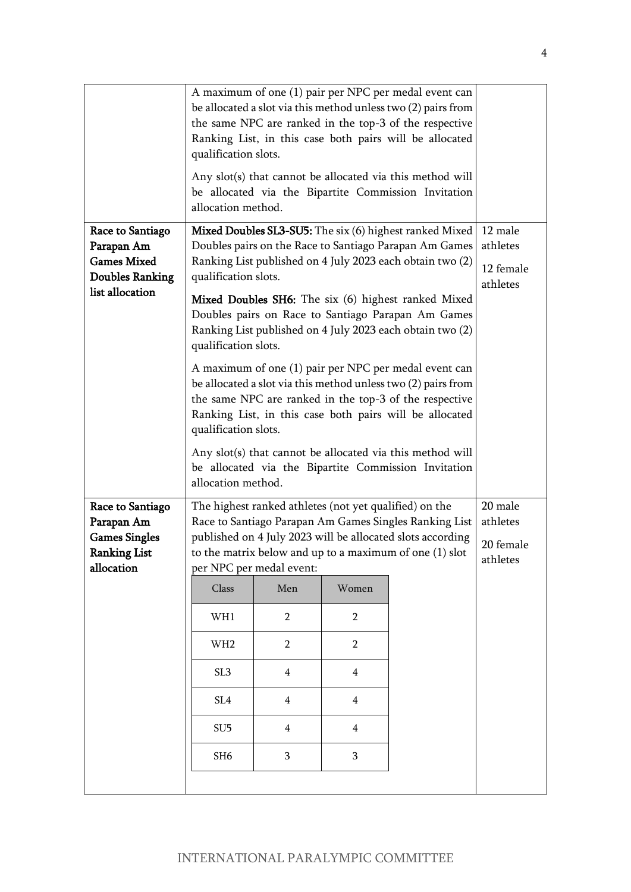| | | |
|---|---|---|
| | A maximum of one (1) pair per NPC per medal event can be allocated a slot via this method unless two (2) pairs from the same NPC are ranked in the top-3 of the respective Ranking List, in this case both pairs will be allocated qualification slots.<br><br>Any slot(s) that cannot be allocated via this method will be allocated via the Bipartite Commission Invitation allocation method. | |
| **Race to Santiago Parapan Am Games Mixed Doubles Ranking list allocation** | **Mixed Doubles SL3-SU5:** The six (6) highest ranked Mixed Doubles pairs on the Race to Santiago Parapan Am Games Ranking List published on 4 July 2023 each obtain two (2) qualification slots.<br><br>**Mixed Doubles SH6:** The six (6) highest ranked Mixed Doubles pairs on Race to Santiago Parapan Am Games Ranking List published on 4 July 2023 each obtain two (2) qualification slots.<br><br>A maximum of one (1) pair per NPC per medal event can be allocated a slot via this method unless two (2) pairs from the same NPC are ranked in the top-3 of the respective Ranking List, in this case both pairs will be allocated qualification slots.<br><br>Any slot(s) that cannot be allocated via this method will be allocated via the Bipartite Commission Invitation allocation method. | 12 male athletes<br><br>12 female athletes |
| **Race to Santiago Parapan Am Games Singles Ranking List allocation** | The highest ranked athletes (not yet qualified) on the Race to Santiago Parapan Am Games Singles Ranking List published on 4 July 2023 will be allocated slots according to the matrix below and up to a maximum of one (1) slot per NPC per medal event:<br><br>Class / Men / Women:<br>WH1: 2 / 2<br>WH2: 2 / 2<br>SL3: 4 / 4<br>SL4: 4 / 4<br>SU5: 4 / 4<br>SH6: 3 / 3 | 20 male athletes<br><br>20 female athletes |

| Class | Men | Women |
|---|---|---|
| WH1 | 2 | 2 |
| WH2 | 2 | 2 |
| SL3 | 4 | 4 |
| SL4 | 4 | 4 |
| SU5 | 4 | 4 |
| SH6 | 3 | 3 |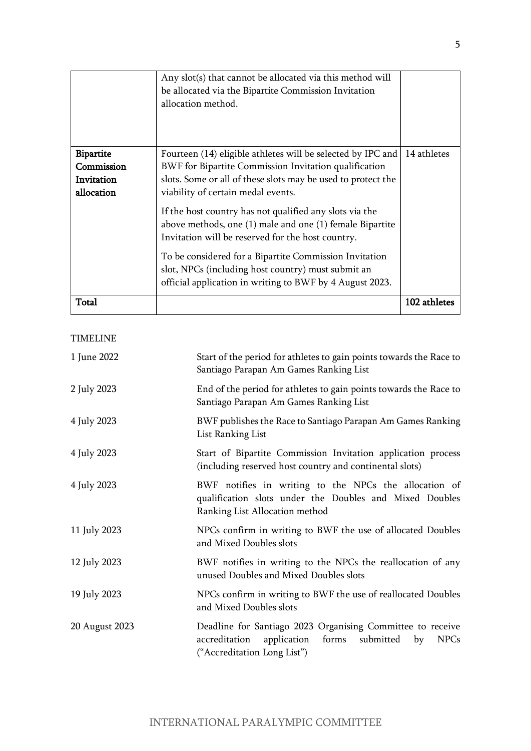| | | |
|---|---|---|
| | Any slot(s) that cannot be allocated via this method will be allocated via the Bipartite Commission Invitation allocation method. | |
| **Bipartite Commission Invitation allocation** | Fourteen (14) eligible athletes will be selected by IPC and BWF for Bipartite Commission Invitation qualification slots. Some or all of these slots may be used to protect the viability of certain medal events.<br><br>If the host country has not qualified any slots via the above methods, one (1) male and one (1) female Bipartite Invitation will be reserved for the host country.<br><br>To be considered for a Bipartite Commission Invitation slot, NPCs (including host country) must submit an official application in writing to BWF by 4 August 2023. | 14 athletes |
| **Total** | | **102 athletes** |

TIMELINE

| | |
|---|---|
| 1 June 2022 | Start of the period for athletes to gain points towards the Race to Santiago Parapan Am Games Ranking List |
| 2 July 2023 | End of the period for athletes to gain points towards the Race to Santiago Parapan Am Games Ranking List |
| 4 July 2023 | BWF publishes the Race to Santiago Parapan Am Games Ranking List Ranking List |
| 4 July 2023 | Start of Bipartite Commission Invitation application process (including reserved host country and continental slots) |
| 4 July 2023 | BWF notifies in writing to the NPCs the allocation of qualification slots under the Doubles and Mixed Doubles Ranking List Allocation method |
| 11 July 2023 | NPCs confirm in writing to BWF the use of allocated Doubles and Mixed Doubles slots |
| 12 July 2023 | BWF notifies in writing to the NPCs the reallocation of any unused Doubles and Mixed Doubles slots |
| 19 July 2023 | NPCs confirm in writing to BWF the use of reallocated Doubles and Mixed Doubles slots |
| 20 August 2023 | Deadline for Santiago 2023 Organising Committee to receive accreditation application forms submitted by NPCs ("Accreditation Long List") |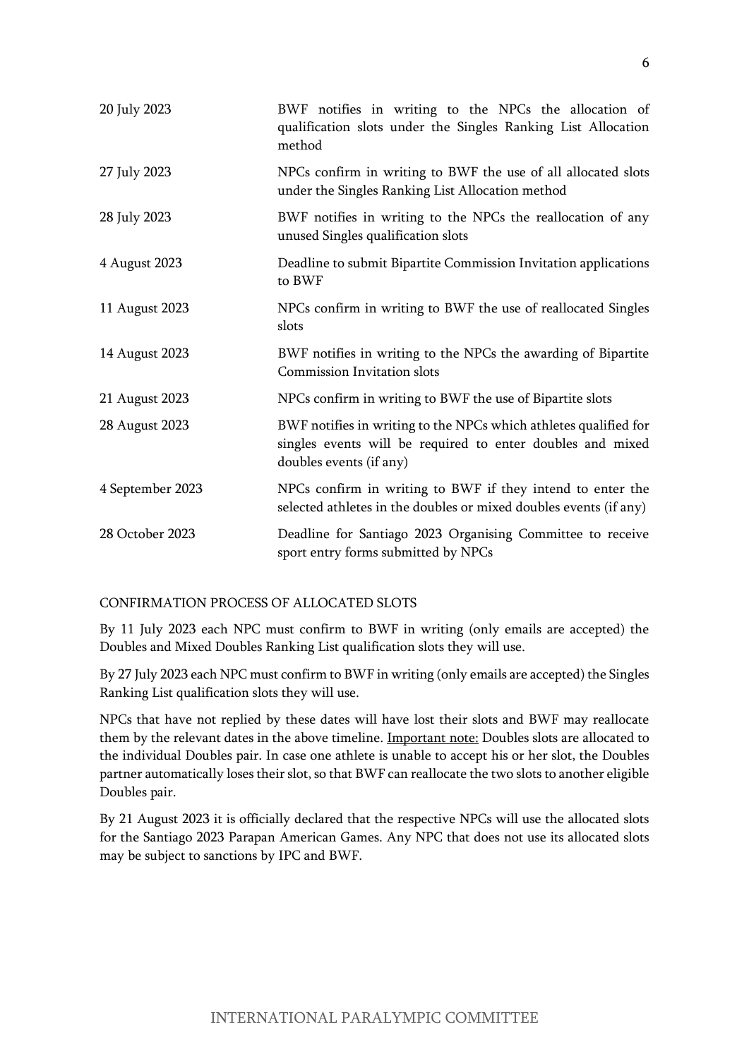| | |
|---|---|
| 20 July 2023 | BWF notifies in writing to the NPCs the allocation of qualification slots under the Singles Ranking List Allocation method |
| 27 July 2023 | NPCs confirm in writing to BWF the use of all allocated slots under the Singles Ranking List Allocation method |
| 28 July 2023 | BWF notifies in writing to the NPCs the reallocation of any unused Singles qualification slots |
| 4 August 2023 | Deadline to submit Bipartite Commission Invitation applications to BWF |
| 11 August 2023 | NPCs confirm in writing to BWF the use of reallocated Singles slots |
| 14 August 2023 | BWF notifies in writing to the NPCs the awarding of Bipartite Commission Invitation slots |
| 21 August 2023 | NPCs confirm in writing to BWF the use of Bipartite slots |
| 28 August 2023 | BWF notifies in writing to the NPCs which athletes qualified for singles events will be required to enter doubles and mixed doubles events (if any) |
| 4 September 2023 | NPCs confirm in writing to BWF if they intend to enter the selected athletes in the doubles or mixed doubles events (if any) |
| 28 October 2023 | Deadline for Santiago 2023 Organising Committee to receive sport entry forms submitted by NPCs |

CONFIRMATION PROCESS OF ALLOCATED SLOTS

By 11 July 2023 each NPC must confirm to BWF in writing (only emails are accepted) the Doubles and Mixed Doubles Ranking List qualification slots they will use.

By 27 July 2023 each NPC must confirm to BWF in writing (only emails are accepted) the Singles Ranking List qualification slots they will use.

NPCs that have not replied by these dates will have lost their slots and BWF may reallocate them by the relevant dates in the above timeline. <u>Important note:</u> Doubles slots are allocated to the individual Doubles pair. In case one athlete is unable to accept his or her slot, the Doubles partner automatically loses their slot, so that BWF can reallocate the two slots to another eligible Doubles pair.

By 21 August 2023 it is officially declared that the respective NPCs will use the allocated slots for the Santiago 2023 Parapan American Games. Any NPC that does not use its allocated slots may be subject to sanctions by IPC and BWF.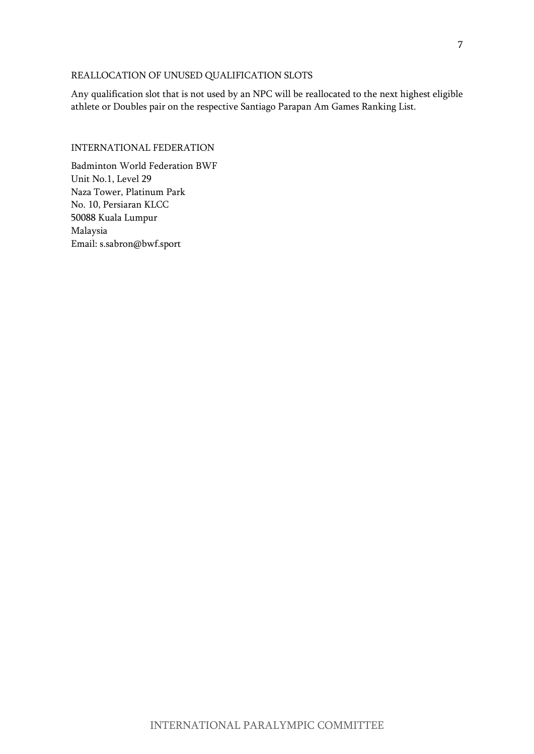## REALLOCATION OF UNUSED QUALIFICATION SLOTS

Any qualification slot that is not used by an NPC will be reallocated to the next highest eligible athlete or Doubles pair on the respective Santiago Parapan Am Games Ranking List.

## INTERNATIONAL FEDERATION

Badminton World Federation BWF
Unit No.1, Level 29
Naza Tower, Platinum Park
No. 10, Persiaran KLCC
50088 Kuala Lumpur
Malaysia
Email: s.sabron@bwf.sport